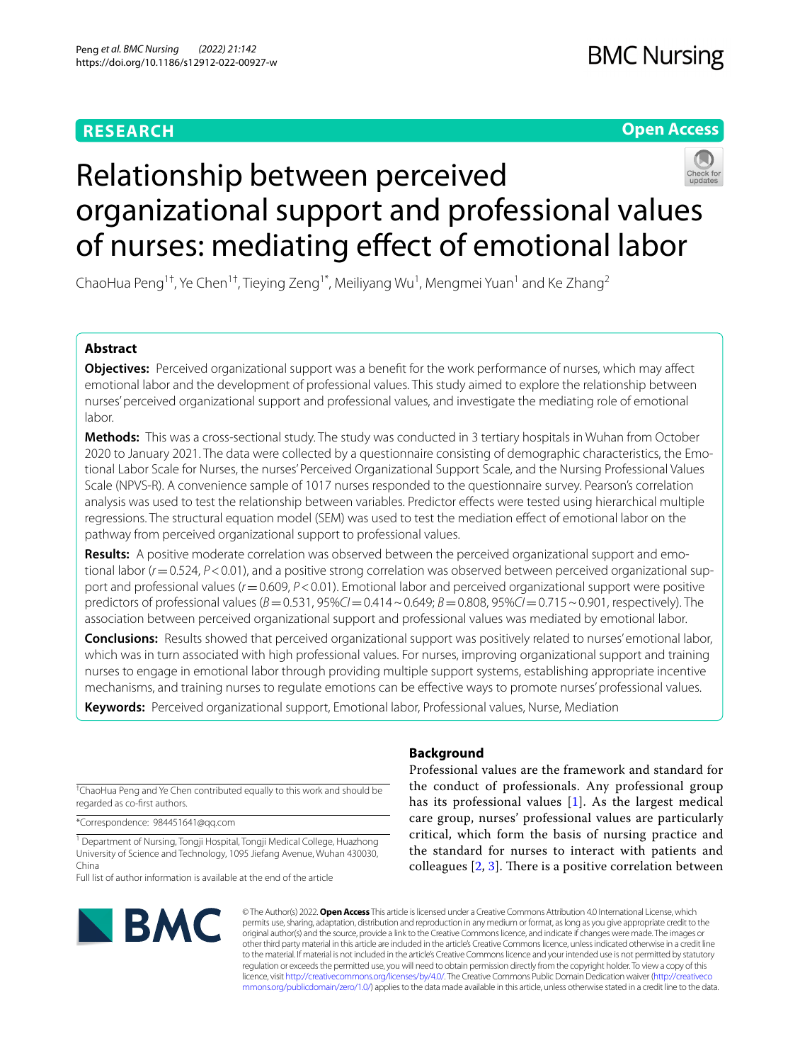RESEARCH

Open Access

# Relationship between perceived organizational support and professional values of nurses: mediating effect of emotional labor

ChaoHua Peng[1†], Ye Chen[1†], Tieying Zeng[1*], Meiliyang Wu[1], Mengmei Yuan[1] and Ke Zhang[2]

## Abstract

**Objectives:** Perceived organizational support was a benefit for the work performance of nurses, which may affect emotional labor and the development of professional values. This study aimed to explore the relationship between nurses' perceived organizational support and professional values, and investigate the mediating role of emotional labor.

**Methods:** This was a cross-sectional study. The study was conducted in 3 tertiary hospitals in Wuhan from October 2020 to January 2021. The data were collected by a questionnaire consisting of demographic characteristics, the Emotional Labor Scale for Nurses, the nurses' Perceived Organizational Support Scale, and the Nursing Professional Values Scale (NPVS-R). A convenience sample of 1017 nurses responded to the questionnaire survey. Pearson's correlation analysis was used to test the relationship between variables. Predictor effects were tested using hierarchical multiple regressions. The structural equation model (SEM) was used to test the mediation effect of emotional labor on the pathway from perceived organizational support to professional values.

**Results:** A positive moderate correlation was observed between the perceived organizational support and emotional labor ($r=0.524$, $P<0.01$), and a positive strong correlation was observed between perceived organizational support and professional values ($r=0.609$, $P<0.01$). Emotional labor and perceived organizational support were positive predictors of professional values ($B=0.531$, 95%$CI=0.414\sim0.649$; $B=0.808$, 95%$CI=0.715\sim0.901$, respectively). The association between perceived organizational support and professional values was mediated by emotional labor.

**Conclusions:** Results showed that perceived organizational support was positively related to nurses' emotional labor, which was in turn associated with high professional values. For nurses, improving organizational support and training nurses to engage in emotional labor through providing multiple support systems, establishing appropriate incentive mechanisms, and training nurses to regulate emotions can be effective ways to promote nurses' professional values.

**Keywords:** Perceived organizational support, Emotional labor, Professional values, Nurse, Mediation

## Background

Professional values are the framework and standard for the conduct of professionals. Any professional group has its professional values [1]. As the largest medical care group, nurses' professional values are particularly critical, which form the basis of nursing practice and the standard for nurses to interact with patients and colleagues [2, 3]. There is a positive correlation between

†ChaoHua Peng and Ye Chen contributed equally to this work and should be regarded as co-first authors.

*Correspondence: 984451641@qq.com

[1] Department of Nursing, Tongji Hospital, Tongji Medical College, Huazhong University of Science and Technology, 1095 Jiefang Avenue, Wuhan 430030, China

Full list of author information is available at the end of the article

© The Author(s) 2022. **Open Access** This article is licensed under a Creative Commons Attribution 4.0 International License, which permits use, sharing, adaptation, distribution and reproduction in any medium or format, as long as you give appropriate credit to the original author(s) and the source, provide a link to the Creative Commons licence, and indicate if changes were made. The images or other third party material in this article are included in the article's Creative Commons licence, unless indicated otherwise in a credit line to the material. If material is not included in the article's Creative Commons licence and your intended use is not permitted by statutory regulation or exceeds the permitted use, you will need to obtain permission directly from the copyright holder. To view a copy of this licence, visit http://creativecommons.org/licenses/by/4.0/. The Creative Commons Public Domain Dedication waiver (http://creativecommons.org/publicdomain/zero/1.0/) applies to the data made available in this article, unless otherwise stated in a credit line to the data.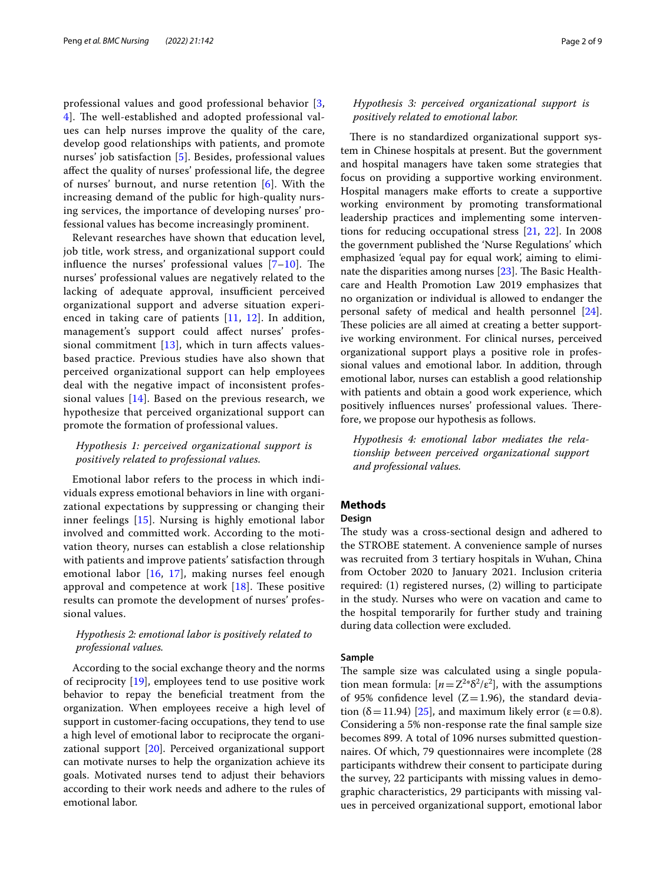professional values and good professional behavior [3, 4]. The well-established and adopted professional values can help nurses improve the quality of the care, develop good relationships with patients, and promote nurses' job satisfaction [5]. Besides, professional values affect the quality of nurses' professional life, the degree of nurses' burnout, and nurse retention [6]. With the increasing demand of the public for high-quality nursing services, the importance of developing nurses' professional values has become increasingly prominent.

Relevant researches have shown that education level, job title, work stress, and organizational support could influence the nurses' professional values [7–10]. The nurses' professional values are negatively related to the lacking of adequate approval, insufficient perceived organizational support and adverse situation experienced in taking care of patients [11, 12]. In addition, management's support could affect nurses' professional commitment [13], which in turn affects values-based practice. Previous studies have also shown that perceived organizational support can help employees deal with the negative impact of inconsistent professional values [14]. Based on the previous research, we hypothesize that perceived organizational support can promote the formation of professional values.

*Hypothesis 1: perceived organizational support is positively related to professional values.*

Emotional labor refers to the process in which individuals express emotional behaviors in line with organizational expectations by suppressing or changing their inner feelings [15]. Nursing is highly emotional labor involved and committed work. According to the motivation theory, nurses can establish a close relationship with patients and improve patients' satisfaction through emotional labor [16, 17], making nurses feel enough approval and competence at work [18]. These positive results can promote the development of nurses' professional values.

*Hypothesis 2: emotional labor is positively related to professional values.*

According to the social exchange theory and the norms of reciprocity [19], employees tend to use positive work behavior to repay the beneficial treatment from the organization. When employees receive a high level of support in customer-facing occupations, they tend to use a high level of emotional labor to reciprocate the organizational support [20]. Perceived organizational support can motivate nurses to help the organization achieve its goals. Motivated nurses tend to adjust their behaviors according to their work needs and adhere to the rules of emotional labor.

*Hypothesis 3: perceived organizational support is positively related to emotional labor.*

There is no standardized organizational support system in Chinese hospitals at present. But the government and hospital managers have taken some strategies that focus on providing a supportive working environment. Hospital managers make efforts to create a supportive working environment by promoting transformational leadership practices and implementing some interventions for reducing occupational stress [21, 22]. In 2008 the government published the 'Nurse Regulations' which emphasized 'equal pay for equal work', aiming to eliminate the disparities among nurses [23]. The Basic Healthcare and Health Promotion Law 2019 emphasizes that no organization or individual is allowed to endanger the personal safety of medical and health personnel [24]. These policies are all aimed at creating a better supportive working environment. For clinical nurses, perceived organizational support plays a positive role in professional values and emotional labor. In addition, through emotional labor, nurses can establish a good relationship with patients and obtain a good work experience, which positively influences nurses' professional values. Therefore, we propose our hypothesis as follows.

*Hypothesis 4: emotional labor mediates the relationship between perceived organizational support and professional values.*

## Methods

### Design

The study was a cross-sectional design and adhered to the STROBE statement. A convenience sample of nurses was recruited from 3 tertiary hospitals in Wuhan, China from October 2020 to January 2021. Inclusion criteria required: (1) registered nurses, (2) willing to participate in the study. Nurses who were on vacation and came to the hospital temporarily for further study and training during data collection were excluded.

### Sample

The sample size was calculated using a single population mean formula: [$n = Z^{2} * \delta^{2}/\varepsilon^{2}$], with the assumptions of 95% confidence level ($Z = 1.96$), the standard deviation ($\delta = 11.94$) [25], and maximum likely error ($\varepsilon = 0.8$). Considering a 5% non-response rate the final sample size becomes 899. A total of 1096 nurses submitted questionnaires. Of which, 79 questionnaires were incomplete (28 participants withdrew their consent to participate during the survey, 22 participants with missing values in demographic characteristics, 29 participants with missing values in perceived organizational support, emotional labor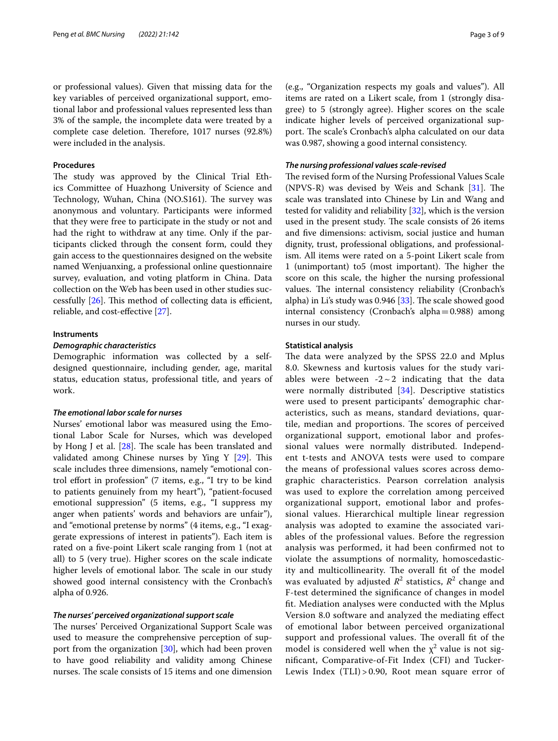or professional values). Given that missing data for the key variables of perceived organizational support, emotional labor and professional values represented less than 3% of the sample, the incomplete data were treated by a complete case deletion. Therefore, 1017 nurses (92.8%) were included in the analysis.

### Procedures

The study was approved by the Clinical Trial Ethics Committee of Huazhong University of Science and Technology, Wuhan, China (NO.S161). The survey was anonymous and voluntary. Participants were informed that they were free to participate in the study or not and had the right to withdraw at any time. Only if the participants clicked through the consent form, could they gain access to the questionnaires designed on the website named Wenjuanxing, a professional online questionnaire survey, evaluation, and voting platform in China. Data collection on the Web has been used in other studies successfully [26]. This method of collecting data is efficient, reliable, and cost-effective [27].

### Instruments

#### *Demographic characteristics*

Demographic information was collected by a self-designed questionnaire, including gender, age, marital status, education status, professional title, and years of work.

#### *The emotional labor scale for nurses*

Nurses' emotional labor was measured using the Emotional Labor Scale for Nurses, which was developed by Hong J et al. [28]. The scale has been translated and validated among Chinese nurses by Ying Y [29]. This scale includes three dimensions, namely "emotional control effort in profession" (7 items, e.g., "I try to be kind to patients genuinely from my heart"), "patient-focused emotional suppression" (5 items, e.g., "I suppress my anger when patients' words and behaviors are unfair"), and "emotional pretense by norms" (4 items, e.g., "I exaggerate expressions of interest in patients"). Each item is rated on a five-point Likert scale ranging from 1 (not at all) to 5 (very true). Higher scores on the scale indicate higher levels of emotional labor. The scale in our study showed good internal consistency with the Cronbach's alpha of 0.926.

#### *The nurses' perceived organizational support scale*

The nurses' Perceived Organizational Support Scale was used to measure the comprehensive perception of support from the organization [30], which had been proven to have good reliability and validity among Chinese nurses. The scale consists of 15 items and one dimension (e.g., "Organization respects my goals and values"). All items are rated on a Likert scale, from 1 (strongly disagree) to 5 (strongly agree). Higher scores on the scale indicate higher levels of perceived organizational support. The scale's Cronbach's alpha calculated on our data was 0.987, showing a good internal consistency.

#### *The nursing professional values scale-revised*

The revised form of the Nursing Professional Values Scale (NPVS-R) was devised by Weis and Schank [31]. The scale was translated into Chinese by Lin and Wang and tested for validity and reliability [32], which is the version used in the present study. The scale consists of 26 items and five dimensions: activism, social justice and human dignity, trust, professional obligations, and professionalism. All items were rated on a 5-point Likert scale from 1 (unimportant) to5 (most important). The higher the score on this scale, the higher the nursing professional values. The internal consistency reliability (Cronbach's alpha) in Li's study was 0.946 [33]. The scale showed good internal consistency (Cronbach's alpha = 0.988) among nurses in our study.

### Statistical analysis

The data were analyzed by the SPSS 22.0 and Mplus 8.0. Skewness and kurtosis values for the study variables were between -2 ~ 2 indicating that the data were normally distributed [34]. Descriptive statistics were used to present participants' demographic characteristics, such as means, standard deviations, quartile, median and proportions. The scores of perceived organizational support, emotional labor and professional values were normally distributed. Independent t-tests and ANOVA tests were used to compare the means of professional values scores across demographic characteristics. Pearson correlation analysis was used to explore the correlation among perceived organizational support, emotional labor and professional values. Hierarchical multiple linear regression analysis was adopted to examine the associated variables of the professional values. Before the regression analysis was performed, it had been confirmed not to violate the assumptions of normality, homoscedasticity and multicollinearity. The overall fit of the model was evaluated by adjusted $R^2$ statistics, $R^2$ change and F-test determined the significance of changes in model fit. Mediation analyses were conducted with the Mplus Version 8.0 software and analyzed the mediating effect of emotional labor between perceived organizational support and professional values. The overall fit of the model is considered well when the $\chi^2$ value is not significant, Comparative-of-Fit Index (CFI) and Tucker-Lewis Index (TLI) > 0.90, Root mean square error of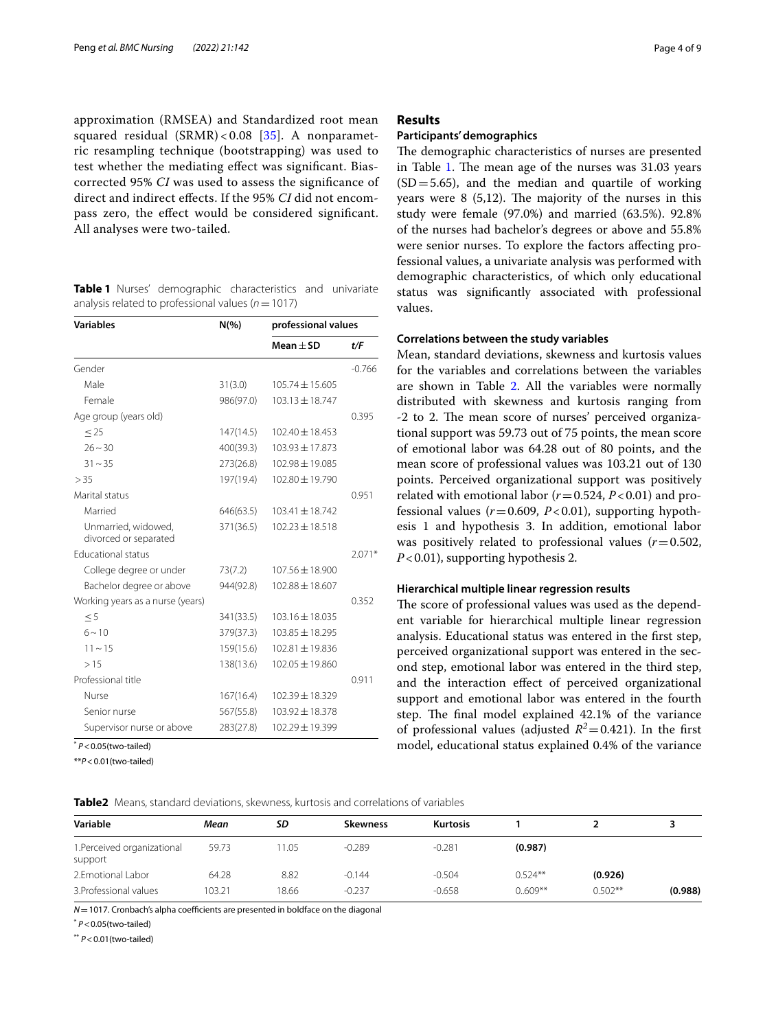approximation (RMSEA) and Standardized root mean squared residual (SRMR) < 0.08 [35]. A nonparametric resampling technique (bootstrapping) was used to test whether the mediating effect was significant. Bias-corrected 95% *CI* was used to assess the significance of direct and indirect effects. If the 95% *CI* did not encompass zero, the effect would be considered significant. All analyses were two-tailed.

**Table 1** Nurses' demographic characteristics and univariate analysis related to professional values ($n = 1017$)

| Variables | N(%) | professional values | |
|---|---|---|---|
| | | Mean ± SD | t/F |
| Gender | | | -0.766 |
| Male | 31(3.0) | 105.74 ± 15.605 | |
| Female | 986(97.0) | 103.13 ± 18.747 | |
| Age group (years old) | | | 0.395 |
| ≤ 25 | 147(14.5) | 102.40 ± 18.453 | |
| 26 ~ 30 | 400(39.3) | 103.93 ± 17.873 | |
| 31 ~ 35 | 273(26.8) | 102.98 ± 19.085 | |
| > 35 | 197(19.4) | 102.80 ± 19.790 | |
| Marital status | | | 0.951 |
| Married | 646(63.5) | 103.41 ± 18.742 | |
| Unmarried, widowed, divorced or separated | 371(36.5) | 102.23 ± 18.518 | |
| Educational status | | | 2.071* |
| College degree or under | 73(7.2) | 107.56 ± 18.900 | |
| Bachelor degree or above | 944(92.8) | 102.88 ± 18.607 | |
| Working years as a nurse (years) | | | 0.352 |
| ≤ 5 | 341(33.5) | 103.16 ± 18.035 | |
| 6 ~ 10 | 379(37.3) | 103.85 ± 18.295 | |
| 11 ~ 15 | 159(15.6) | 102.81 ± 19.836 | |
| > 15 | 138(13.6) | 102.05 ± 19.860 | |
| Professional title | | | 0.911 |
| Nurse | 167(16.4) | 102.39 ± 18.329 | |
| Senior nurse | 567(55.8) | 103.92 ± 18.378 | |
| Supervisor nurse or above | 283(27.8) | 102.29 ± 19.399 | |

* $P < 0.05$(two-tailed)

** $P < 0.01$(two-tailed)

## Results

### Participants' demographics

The demographic characteristics of nurses are presented in Table 1. The mean age of the nurses was 31.03 years (SD = 5.65), and the median and quartile of working years were 8 (5,12). The majority of the nurses in this study were female (97.0%) and married (63.5%). 92.8% of the nurses had bachelor's degrees or above and 55.8% were senior nurses. To explore the factors affecting professional values, a univariate analysis was performed with demographic characteristics, of which only educational status was significantly associated with professional values.

### Correlations between the study variables

Mean, standard deviations, skewness and kurtosis values for the variables and correlations between the variables are shown in Table 2. All the variables were normally distributed with skewness and kurtosis ranging from -2 to 2. The mean score of nurses' perceived organizational support was 59.73 out of 75 points, the mean score of emotional labor was 64.28 out of 80 points, and the mean score of professional values was 103.21 out of 130 points. Perceived organizational support was positively related with emotional labor ($r = 0.524$, $P < 0.01$) and professional values ($r = 0.609$, $P < 0.01$), supporting hypothesis 1 and hypothesis 3. In addition, emotional labor was positively related to professional values ($r = 0.502$, $P < 0.01$), supporting hypothesis 2.

### Hierarchical multiple linear regression results

The score of professional values was used as the dependent variable for hierarchical multiple linear regression analysis. Educational status was entered in the first step, perceived organizational support was entered in the second step, emotional labor was entered in the third step, and the interaction effect of perceived organizational support and emotional labor was entered in the fourth step. The final model explained 42.1% of the variance of professional values (adjusted $R^2 = 0.421$). In the first model, educational status explained 0.4% of the variance

**Table2** Means, standard deviations, skewness, kurtosis and correlations of variables

| Variable | *Mean* | *SD* | Skewness | Kurtosis | 1 | 2 | 3 |
|---|---|---|---|---|---|---|---|
| 1.Perceived organizational support | 59.73 | 11.05 | -0.289 | -0.281 | **(0.987)** | | |
| 2.Emotional Labor | 64.28 | 8.82 | -0.144 | -0.504 | 0.524** | **(0.926)** | |
| 3.Professional values | 103.21 | 18.66 | -0.237 | -0.658 | 0.609** | 0.502** | **(0.988)** |

$N = 1017$. Cronbach's alpha coefficients are presented in boldface on the diagonal

* $P < 0.05$(two-tailed)

** $P < 0.01$(two-tailed)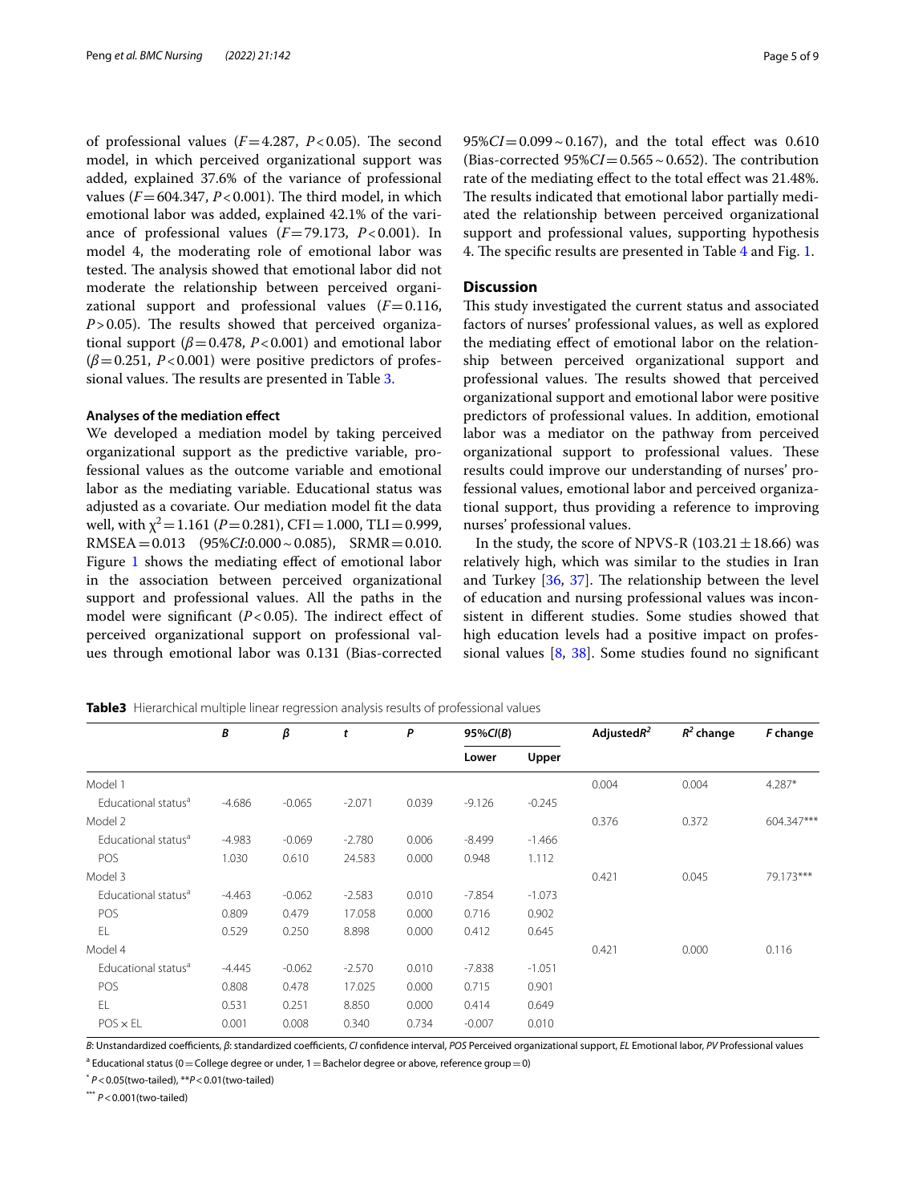of professional values ($F = 4.287$, $P < 0.05$). The second model, in which perceived organizational support was added, explained 37.6% of the variance of professional values ($F = 604.347$, $P < 0.001$). The third model, in which emotional labor was added, explained 42.1% of the variance of professional values ($F = 79.173$, $P < 0.001$). In model 4, the moderating role of emotional labor was tested. The analysis showed that emotional labor did not moderate the relationship between perceived organizational support and professional values ($F = 0.116$, $P > 0.05$). The results showed that perceived organizational support ($\beta = 0.478$, $P < 0.001$) and emotional labor ($\beta = 0.251$, $P < 0.001$) were positive predictors of professional values. The results are presented in Table 3.

#### Analyses of the mediation effect

We developed a mediation model by taking perceived organizational support as the predictive variable, professional values as the outcome variable and emotional labor as the mediating variable. Educational status was adjusted as a covariate. Our mediation model fit the data well, with $\chi^2 = 1.161$ ($P = 0.281$), CFI = 1.000, TLI = 0.999, RMSEA = 0.013 (95%*CI*:0.000 ~ 0.085), SRMR = 0.010. Figure 1 shows the mediating effect of emotional labor in the association between perceived organizational support and professional values. All the paths in the model were significant ($P < 0.05$). The indirect effect of perceived organizational support on professional values through emotional labor was 0.131 (Bias-corrected 95%*CI* = 0.099 ~ 0.167), and the total effect was 0.610 (Bias-corrected 95%*CI* = 0.565 ~ 0.652). The contribution rate of the mediating effect to the total effect was 21.48%. The results indicated that emotional labor partially mediated the relationship between perceived organizational support and professional values, supporting hypothesis 4. The specific results are presented in Table 4 and Fig. 1.

## Discussion

This study investigated the current status and associated factors of nurses' professional values, as well as explored the mediating effect of emotional labor on the relationship between perceived organizational support and professional values. The results showed that perceived organizational support and emotional labor were positive predictors of professional values. In addition, emotional labor was a mediator on the pathway from perceived organizational support to professional values. These results could improve our understanding of nurses' professional values, emotional labor and perceived organizational support, thus providing a reference to improving nurses' professional values.

In the study, the score of NPVS-R (103.21 ± 18.66) was relatively high, which was similar to the studies in Iran and Turkey [36, 37]. The relationship between the level of education and nursing professional values was inconsistent in different studies. Some studies showed that high education levels had a positive impact on professional values [8, 38]. Some studies found no significant

**Table3** Hierarchical multiple linear regression analysis results of professional values

| | *B* | *β* | *t* | *P* | 95%*CI*(*B*) | | Adjusted$R^2$ | $R^2$ change | *F* change |
|---|---|---|---|---|---|---|---|---|---|
| | | | | | Lower | Upper | | | |
| Model 1 | | | | | | | 0.004 | 0.004 | 4.287* |
| Educational status[a] | -4.686 | -0.065 | -2.071 | 0.039 | -9.126 | -0.245 | | | |
| Model 2 | | | | | | | 0.376 | 0.372 | 604.347*** |
| Educational status[a] | -4.983 | -0.069 | -2.780 | 0.006 | -8.499 | -1.466 | | | |
| POS | 1.030 | 0.610 | 24.583 | 0.000 | 0.948 | 1.112 | | | |
| Model 3 | | | | | | | 0.421 | 0.045 | 79.173*** |
| Educational status[a] | -4.463 | -0.062 | -2.583 | 0.010 | -7.854 | -1.073 | | | |
| POS | 0.809 | 0.479 | 17.058 | 0.000 | 0.716 | 0.902 | | | |
| EL | 0.529 | 0.250 | 8.898 | 0.000 | 0.412 | 0.645 | | | |
| Model 4 | | | | | | | 0.421 | 0.000 | 0.116 |
| Educational status[a] | -4.445 | -0.062 | -2.570 | 0.010 | -7.838 | -1.051 | | | |
| POS | 0.808 | 0.478 | 17.025 | 0.000 | 0.715 | 0.901 | | | |
| EL | 0.531 | 0.251 | 8.850 | 0.000 | 0.414 | 0.649 | | | |
| POS × EL | 0.001 | 0.008 | 0.340 | 0.734 | -0.007 | 0.010 | | | |

*B*: Unstandardized coefficients, *β*: standardized coefficients, *CI* confidence interval, *POS* Perceived organizational support, *EL* Emotional labor, *PV* Professional values

[a] Educational status (0 = College degree or under, 1 = Bachelor degree or above, reference group = 0)

[*] $P < 0.05$(two-tailed), ** $P < 0.01$(two-tailed)

[***] $P < 0.001$(two-tailed)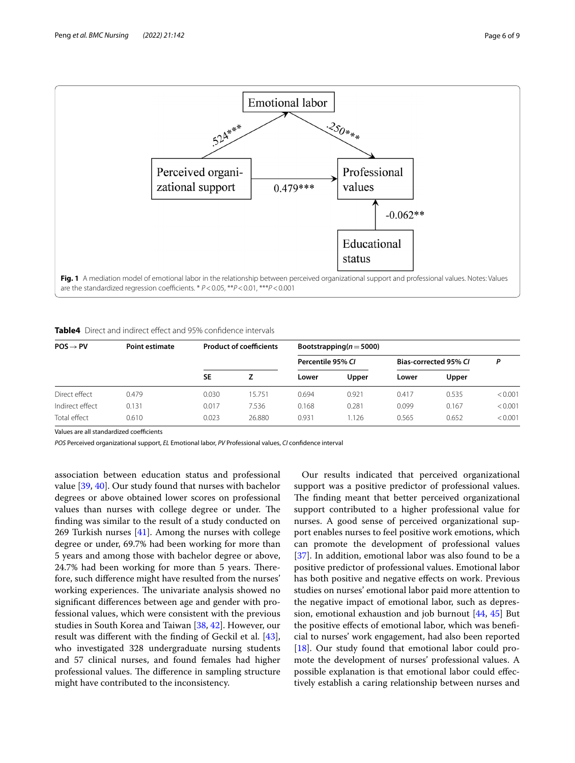Fig. 1 A mediation model of emotional labor in the relationship between perceived organizational support and professional values. Notes: Values are the standardized regression coefficients. * $P < 0.05$, ** $P < 0.01$, *** $P < 0.001$

**Table4** Direct and indirect effect and 95% confidence intervals

| POS → PV | Point estimate | Product of coefficients | | Bootstrapping(*n* = 5000) | | | | |
|---|---|---|---|---|---|---|---|---|
| | | | | Percentile 95% *CI* | | Bias-corrected 95% *CI* | | *P* |
| | | SE | Z | Lower | Upper | Lower | Upper | |
| Direct effect | 0.479 | 0.030 | 15.751 | 0.694 | 0.921 | 0.417 | 0.535 | < 0.001 |
| Indirect effect | 0.131 | 0.017 | 7.536 | 0.168 | 0.281 | 0.099 | 0.167 | < 0.001 |
| Total effect | 0.610 | 0.023 | 26.880 | 0.931 | 1.126 | 0.565 | 0.652 | < 0.001 |

Values are all standardized coefficients

*POS* Perceived organizational support, *EL* Emotional labor, *PV* Professional values, *CI* confidence interval

association between education status and professional value [39, 40]. Our study found that nurses with bachelor degrees or above obtained lower scores on professional values than nurses with college degree or under. The finding was similar to the result of a study conducted on 269 Turkish nurses [41]. Among the nurses with college degree or under, 69.7% had been working for more than 5 years and among those with bachelor degree or above, 24.7% had been working for more than 5 years. Therefore, such difference might have resulted from the nurses' working experiences. The univariate analysis showed no significant differences between age and gender with professional values, which were consistent with the previous studies in South Korea and Taiwan [38, 42]. However, our result was different with the finding of Geckil et al. [43], who investigated 328 undergraduate nursing students and 57 clinical nurses, and found females had higher professional values. The difference in sampling structure might have contributed to the inconsistency.

Our results indicated that perceived organizational support was a positive predictor of professional values. The finding meant that better perceived organizational support contributed to a higher professional value for nurses. A good sense of perceived organizational support enables nurses to feel positive work emotions, which can promote the development of professional values [37]. In addition, emotional labor was also found to be a positive predictor of professional values. Emotional labor has both positive and negative effects on work. Previous studies on nurses' emotional labor paid more attention to the negative impact of emotional labor, such as depression, emotional exhaustion and job burnout [44, 45] But the positive effects of emotional labor, which was beneficial to nurses' work engagement, had also been reported [18]. Our study found that emotional labor could promote the development of nurses' professional values. A possible explanation is that emotional labor could effectively establish a caring relationship between nurses and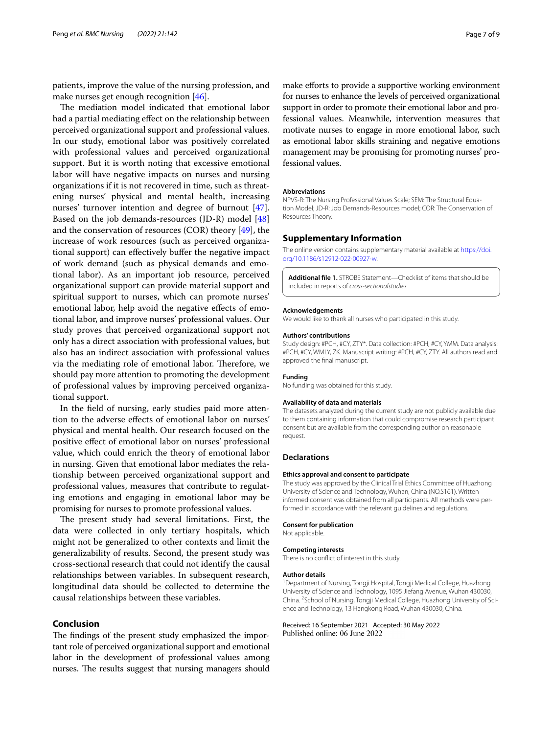patients, improve the value of the nursing profession, and make nurses get enough recognition [46].

The mediation model indicated that emotional labor had a partial mediating effect on the relationship between perceived organizational support and professional values. In our study, emotional labor was positively correlated with professional values and perceived organizational support. But it is worth noting that excessive emotional labor will have negative impacts on nurses and nursing organizations if it is not recovered in time, such as threatening nurses' physical and mental health, increasing nurses' turnover intention and degree of burnout [47]. Based on the job demands-resources (JD-R) model [48] and the conservation of resources (COR) theory [49], the increase of work resources (such as perceived organizational support) can effectively buffer the negative impact of work demand (such as physical demands and emotional labor). As an important job resource, perceived organizational support can provide material support and spiritual support to nurses, which can promote nurses' emotional labor, help avoid the negative effects of emotional labor, and improve nurses' professional values. Our study proves that perceived organizational support not only has a direct association with professional values, but also has an indirect association with professional values via the mediating role of emotional labor. Therefore, we should pay more attention to promoting the development of professional values by improving perceived organizational support.

In the field of nursing, early studies paid more attention to the adverse effects of emotional labor on nurses' physical and mental health. Our research focused on the positive effect of emotional labor on nurses' professional value, which could enrich the theory of emotional labor in nursing. Given that emotional labor mediates the relationship between perceived organizational support and professional values, measures that contribute to regulating emotions and engaging in emotional labor may be promising for nurses to promote professional values.

The present study had several limitations. First, the data were collected in only tertiary hospitals, which might not be generalized to other contexts and limit the generalizability of results. Second, the present study was cross-sectional research that could not identify the causal relationships between variables. In subsequent research, longitudinal data should be collected to determine the causal relationships between these variables.

## Conclusion

The findings of the present study emphasized the important role of perceived organizational support and emotional labor in the development of professional values among nurses. The results suggest that nursing managers should make efforts to provide a supportive working environment for nurses to enhance the levels of perceived organizational support in order to promote their emotional labor and professional values. Meanwhile, intervention measures that motivate nurses to engage in more emotional labor, such as emotional labor skills straining and negative emotions management may be promising for promoting nurses' professional values.

#### Abbreviations

NPVS-R: The Nursing Professional Values Scale; SEM: The Structural Equation Model; JD-R: Job Demands-Resources model; COR: The Conservation of Resources Theory.

## Supplementary Information

The online version contains supplementary material available at https://doi.org/10.1186/s12912-022-00927-w.

**Additional file 1.** STROBE Statement—Checklist of items that should be included in reports of *cross-sectionalstudies*.

#### Acknowledgements

We would like to thank all nurses who participated in this study.

#### Authors' contributions

Study design: #PCH, #CY, ZTY*. Data collection: #PCH, #CY, YMM. Data analysis: #PCH, #CY, WMLY, ZK. Manuscript writing: #PCH, #CY, ZTY. All authors read and approved the final manuscript.

#### Funding

No funding was obtained for this study.

#### Availability of data and materials

The datasets analyzed during the current study are not publicly available due to them containing information that could compromise research participant consent but are available from the corresponding author on reasonable request.

### Declarations

#### Ethics approval and consent to participate

The study was approved by the Clinical Trial Ethics Committee of Huazhong University of Science and Technology, Wuhan, China (NO.S161). Written informed consent was obtained from all participants. All methods were performed in accordance with the relevant guidelines and regulations.

#### Consent for publication

Not applicable.

#### Competing interests

There is no conflict of interest in this study.

#### Author details

[1]Department of Nursing, Tongji Hospital, Tongji Medical College, Huazhong University of Science and Technology, 1095 Jiefang Avenue, Wuhan 430030, China. [2]School of Nursing, Tongji Medical College, Huazhong University of Science and Technology, 13 Hangkong Road, Wuhan 430030, China.

Received: 16 September 2021 Accepted: 30 May 2022
Published online: 06 June 2022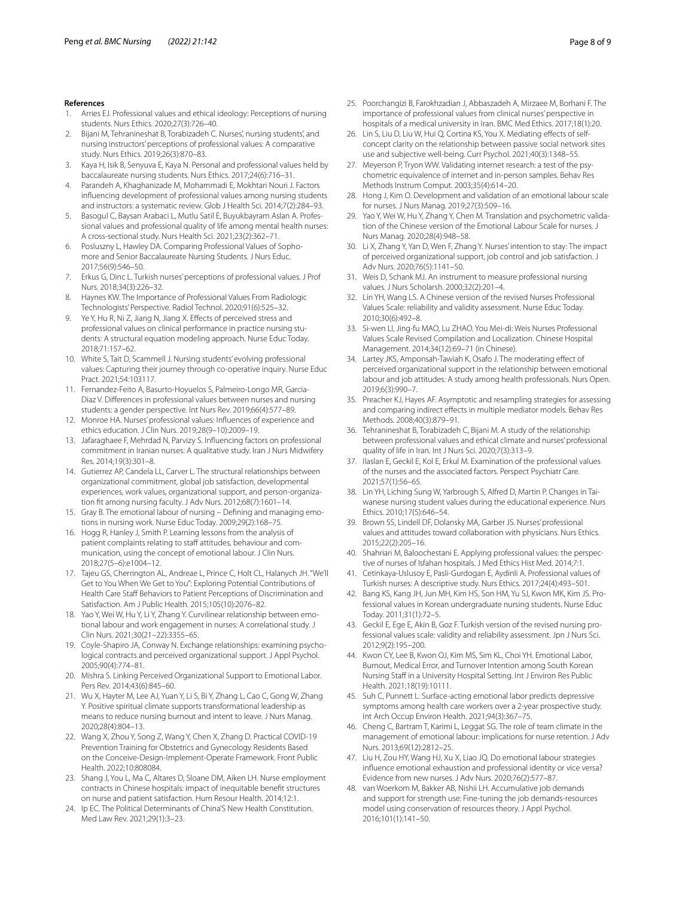## References

1. Arries EJ. Professional values and ethical ideology: Perceptions of nursing students. Nurs Ethics. 2020;27(3):726–40.
2. Bijani M, Tehranineshat B, Torabizadeh C. Nurses', nursing students', and nursing instructors' perceptions of professional values: A comparative study. Nurs Ethics. 2019;26(3):870–83.
3. Kaya H, Isik B, Senyuva E, Kaya N. Personal and professional values held by baccalaureate nursing students. Nurs Ethics. 2017;24(6):716–31.
4. Parandeh A, Khaghanizade M, Mohammadi E, Mokhtari Nouri J. Factors influencing development of professional values among nursing students and instructors: a systematic review. Glob J Health Sci. 2014;7(2):284–93.
5. Basogul C, Baysan Arabaci L, Mutlu Satil E, Buyukbayram Aslan A. Professional values and professional quality of life among mental health nurses: A cross-sectional study. Nurs Health Sci. 2021;23(2):362–71.
6. Posluszny L, Hawley DA. Comparing Professional Values of Sophomore and Senior Baccalaureate Nursing Students. J Nurs Educ. 2017;56(9):546–50.
7. Erkus G, Dinc L. Turkish nurses' perceptions of professional values. J Prof Nurs. 2018;34(3):226–32.
8. Haynes KW. The Importance of Professional Values From Radiologic Technologists' Perspective. Radiol Technol. 2020;91(6):525–32.
9. Ye Y, Hu R, Ni Z, Jiang N, Jiang X. Effects of perceived stress and professional values on clinical performance in practice nursing students: A structural equation modeling approach. Nurse Educ Today. 2018;71:157–62.
10. White S, Tait D, Scammell J. Nursing students' evolving professional values: Capturing their journey through co-operative inquiry. Nurse Educ Pract. 2021;54:103117.
11. Fernandez-Feito A, Basurto-Hoyuelos S, Palmeiro-Longo MR, Garcia-Diaz V. Differences in professional values between nurses and nursing students: a gender perspective. Int Nurs Rev. 2019;66(4):577–89.
12. Monroe HA. Nurses' professional values: Influences of experience and ethics education. J Clin Nurs. 2019;28(9–10):2009–19.
13. Jafaraghaee F, Mehrdad N, Parvizy S. Influencing factors on professional commitment in Iranian nurses: A qualitative study. Iran J Nurs Midwifery Res. 2014;19(3):301–8.
14. Gutierrez AP, Candela LL, Carver L. The structural relationships between organizational commitment, global job satisfaction, developmental experiences, work values, organizational support, and person-organization fit among nursing faculty. J Adv Nurs. 2012;68(7):1601–14.
15. Gray B. The emotional labour of nursing – Defining and managing emotions in nursing work. Nurse Educ Today. 2009;29(2):168–75.
16. Hogg R, Hanley J, Smith P. Learning lessons from the analysis of patient complaints relating to staff attitudes, behaviour and communication, using the concept of emotional labour. J Clin Nurs. 2018;27(5–6):e1004–12.
17. Tajeu GS, Cherrington AL, Andreae L, Prince C, Holt CL, Halanych JH. "We'll Get to You When We Get to You": Exploring Potential Contributions of Health Care Staff Behaviors to Patient Perceptions of Discrimination and Satisfaction. Am J Public Health. 2015;105(10):2076–82.
18. Yao Y, Wei W, Hu Y, Li Y, Zhang Y. Curvilinear relationship between emotional labour and work engagement in nurses: A correlational study. J Clin Nurs. 2021;30(21–22):3355–65.
19. Coyle-Shapiro JA, Conway N. Exchange relationships: examining psychological contracts and perceived organizational support. J Appl Psychol. 2005;90(4):774–81.
20. Mishra S. Linking Perceived Organizational Support to Emotional Labor. Pers Rev. 2014;43(6):845–60.
21. Wu X, Hayter M, Lee AJ, Yuan Y, Li S, Bi Y, Zhang L, Cao C, Gong W, Zhang Y. Positive spiritual climate supports transformational leadership as means to reduce nursing burnout and intent to leave. J Nurs Manag. 2020;28(4):804–13.
22. Wang X, Zhou Y, Song Z, Wang Y, Chen X, Zhang D. Practical COVID-19 Prevention Training for Obstetrics and Gynecology Residents Based on the Conceive-Design-Implement-Operate Framework. Front Public Health. 2022;10:808084.
23. Shang J, You L, Ma C, Altares D, Sloane DM, Aiken LH. Nurse employment contracts in Chinese hospitals: impact of inequitable benefit structures on nurse and patient satisfaction. Hum Resour Health. 2014;12:1.
24. Ip EC. The Political Determinants of China'S New Health Constitution. Med Law Rev. 2021;29(1):3–23.
25. Poorchangizi B, Farokhzadian J, Abbaszadeh A, Mirzaee M, Borhani F. The importance of professional values from clinical nurses' perspective in hospitals of a medical university in Iran. BMC Med Ethics. 2017;18(1):20.
26. Lin S, Liu D, Liu W, Hui Q, Cortina KS, You X. Mediating effects of self-concept clarity on the relationship between passive social network sites use and subjective well-being. Curr Psychol. 2021;40(3):1348–55.
27. Meyerson P, Tryon WW. Validating internet research: a test of the psychometric equivalence of internet and in-person samples. Behav Res Methods Instrum Comput. 2003;35(4):614–20.
28. Hong J, Kim O. Development and validation of an emotional labour scale for nurses. J Nurs Manag. 2019;27(3):509–16.
29. Yao Y, Wei W, Hu Y, Zhang Y, Chen M. Translation and psychometric validation of the Chinese version of the Emotional Labour Scale for nurses. J Nurs Manag. 2020;28(4):948–58.
30. Li X, Zhang Y, Yan D, Wen F, Zhang Y. Nurses' intention to stay: The impact of perceived organizational support, job control and job satisfaction. J Adv Nurs. 2020;76(5):1141–50.
31. Weis D, Schank MJ. An instrument to measure professional nursing values. J Nurs Scholarsh. 2000;32(2):201–4.
32. Lin YH, Wang LS. A Chinese version of the revised Nurses Professional Values Scale: reliability and validity assessment. Nurse Educ Today. 2010;30(6):492–8.
33. Si-wen LI, Jing-fu MAO, Lu ZHAO. You Mei-di: Weis Nurses Professional Values Scale Revised Compilation and Localization. Chinese Hospital Management. 2014;34(12):69–71 (in Chinese).
34. Lartey JKS, Amponsah-Tawiah K, Osafo J. The moderating effect of perceived organizational support in the relationship between emotional labour and job attitudes: A study among health professionals. Nurs Open. 2019;6(3):990–7.
35. Preacher KJ, Hayes AF. Asymptotic and resampling strategies for assessing and comparing indirect effects in multiple mediator models. Behav Res Methods. 2008;40(3):879–91.
36. Tehranineshat B, Torabizadeh C, Bijani M. A study of the relationship between professional values and ethical climate and nurses' professional quality of life in Iran. Int J Nurs Sci. 2020;7(3):313–9.
37. Ilaslan E, Geckil E, Kol E, Erkul M. Examination of the professional values of the nurses and the associated factors. Perspect Psychiatr Care. 2021;57(1):56–65.
38. Lin YH, Liching Sung W, Yarbrough S, Alfred D, Martin P. Changes in Taiwanese nursing student values during the educational experience. Nurs Ethics. 2010;17(5):646–54.
39. Brown SS, Lindell DF, Dolansky MA, Garber JS. Nurses' professional values and attitudes toward collaboration with physicians. Nurs Ethics. 2015;22(2):205–16.
40. Shahriari M, Baloochestani E. Applying professional values: the perspective of nurses of Isfahan hospitals. J Med Ethics Hist Med. 2014;7:1.
41. Cetinkaya-Uslusoy E, Pasli-Gurdogan E, Aydinli A. Professional values of Turkish nurses: A descriptive study. Nurs Ethics. 2017;24(4):493–501.
42. Bang KS, Kang JH, Jun MH, Kim HS, Son HM, Yu SJ, Kwon MK, Kim JS. Professional values in Korean undergraduate nursing students. Nurse Educ Today. 2011;31(1):72–5.
43. Geckil E, Ege E, Akin B, Goz F. Turkish version of the revised nursing professional values scale: validity and reliability assessment. Jpn J Nurs Sci. 2012;9(2):195–200.
44. Kwon CY, Lee B, Kwon OJ, Kim MS, Sim KL, Choi YH. Emotional Labor, Burnout, Medical Error, and Turnover Intention among South Korean Nursing Staff in a University Hospital Setting. Int J Environ Res Public Health. 2021;18(19):10111.
45. Suh C, Punnett L. Surface-acting emotional labor predicts depressive symptoms among health care workers over a 2-year prospective study. Int Arch Occup Environ Health. 2021;94(3):367–75.
46. Cheng C, Bartram T, Karimi L, Leggat SG. The role of team climate in the management of emotional labour: implications for nurse retention. J Adv Nurs. 2013;69(12):2812–25.
47. Liu H, Zou HY, Wang HJ, Xu X, Liao JQ. Do emotional labour strategies influence emotional exhaustion and professional identity or vice versa? Evidence from new nurses. J Adv Nurs. 2020;76(2):577–87.
48. van Woerkom M, Bakker AB, Nishii LH. Accumulative job demands and support for strength use: Fine-tuning the job demands-resources model using conservation of resources theory. J Appl Psychol. 2016;101(1):141–50.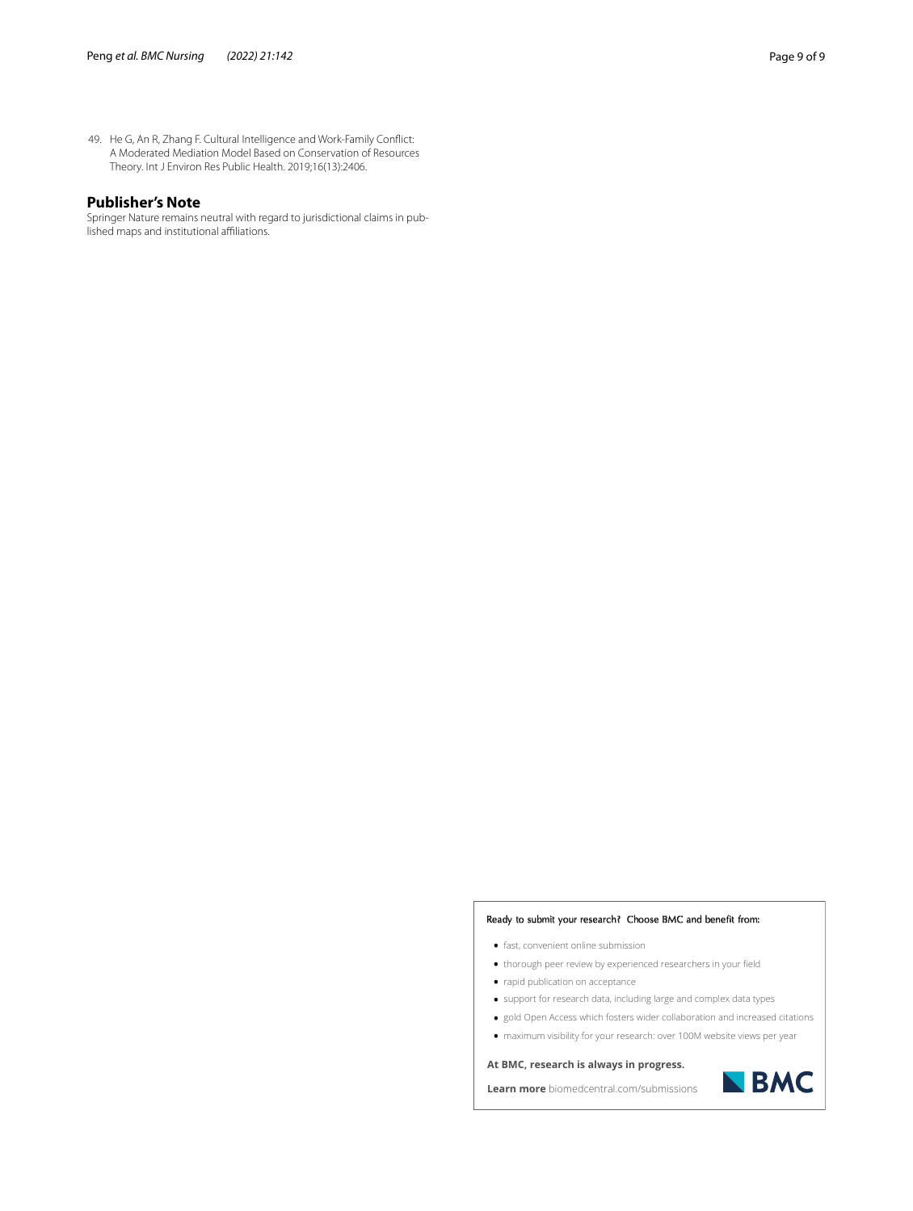49. He G, An R, Zhang F. Cultural Intelligence and Work-Family Conflict: A Moderated Mediation Model Based on Conservation of Resources Theory. Int J Environ Res Public Health. 2019;16(13):2406.

## Publisher's Note

Springer Nature remains neutral with regard to jurisdictional claims in published maps and institutional affiliations.

Ready to submit your research? Choose BMC and benefit from:

- fast, convenient online submission
- thorough peer review by experienced researchers in your field
- rapid publication on acceptance
- support for research data, including large and complex data types
- gold Open Access which fosters wider collaboration and increased citations
- maximum visibility for your research: over 100M website views per year

**At BMC, research is always in progress.**

**Learn more** biomedcentral.com/submissions

BMC